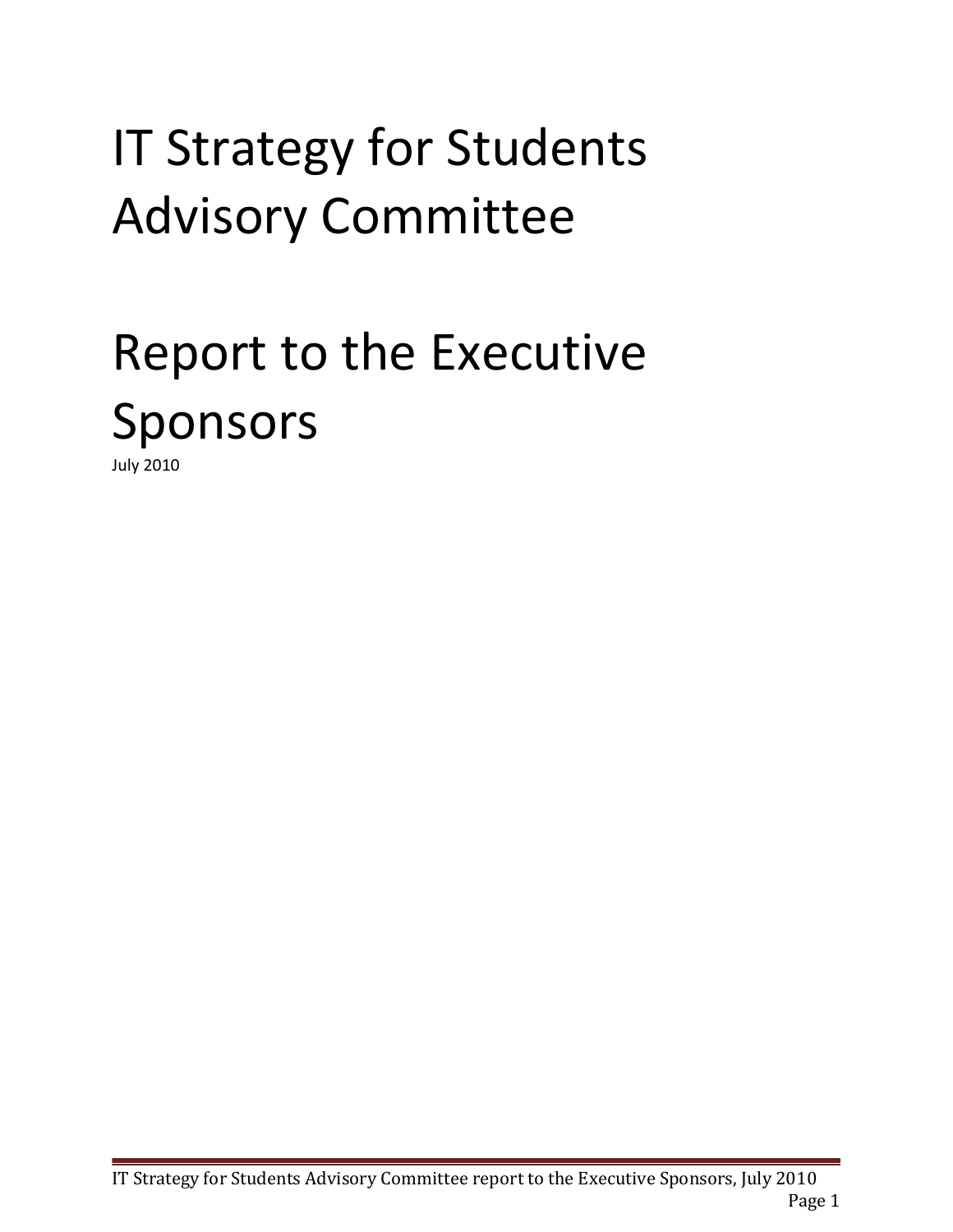# IT Strategy for Students Advisory Committee

# Report to the Executive Sponsors

July 2010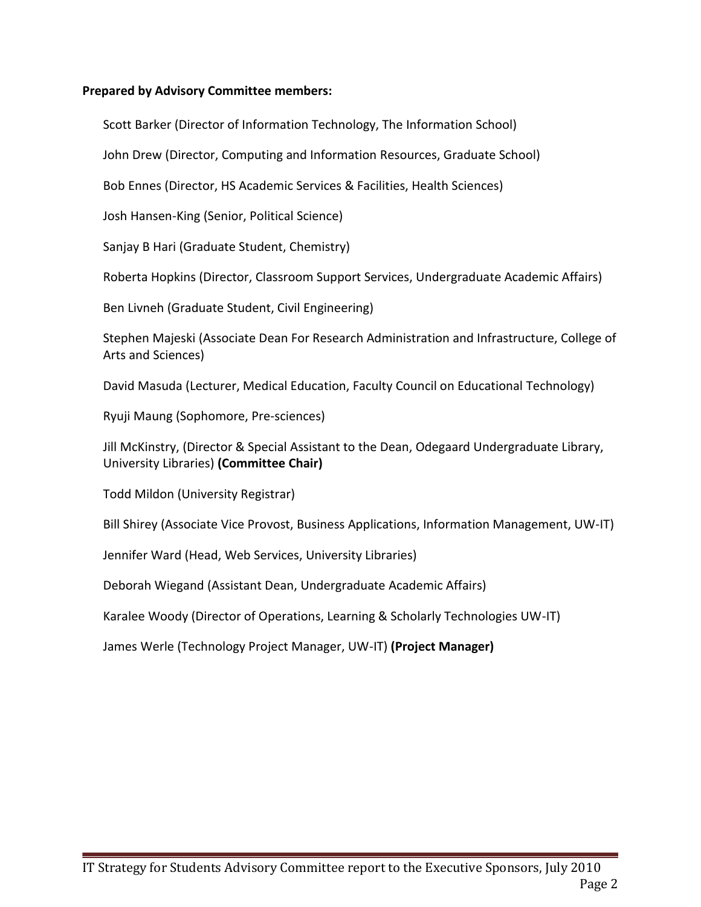**Prepared by Advisory Committee members:**

Scott Barker (Director of Information Technology, The Information School)

John Drew (Director, Computing and Information Resources, Graduate School)

Bob Ennes (Director, HS Academic Services & Facilities, Health Sciences)

Josh Hansen-King (Senior, Political Science)

Sanjay B Hari (Graduate Student, Chemistry)

Roberta Hopkins (Director, Classroom Support Services, Undergraduate Academic Affairs)

Ben Livneh (Graduate Student, Civil Engineering)

Stephen Majeski (Associate Dean For Research Administration and Infrastructure, College of Arts and Sciences)

David Masuda (Lecturer, Medical Education, Faculty Council on Educational Technology)

Ryuji Maung (Sophomore, Pre-sciences)

Jill McKinstry, (Director & Special Assistant to the Dean, Odegaard Undergraduate Library, University Libraries) **(Committee Chair)**

Todd Mildon (University Registrar)

Bill Shirey (Associate Vice Provost, Business Applications, Information Management, UW-IT)

Jennifer Ward (Head, Web Services, University Libraries)

Deborah Wiegand (Assistant Dean, Undergraduate Academic Affairs)

Karalee Woody (Director of Operations, Learning & Scholarly Technologies UW-IT)

James Werle (Technology Project Manager, UW-IT) **(Project Manager)**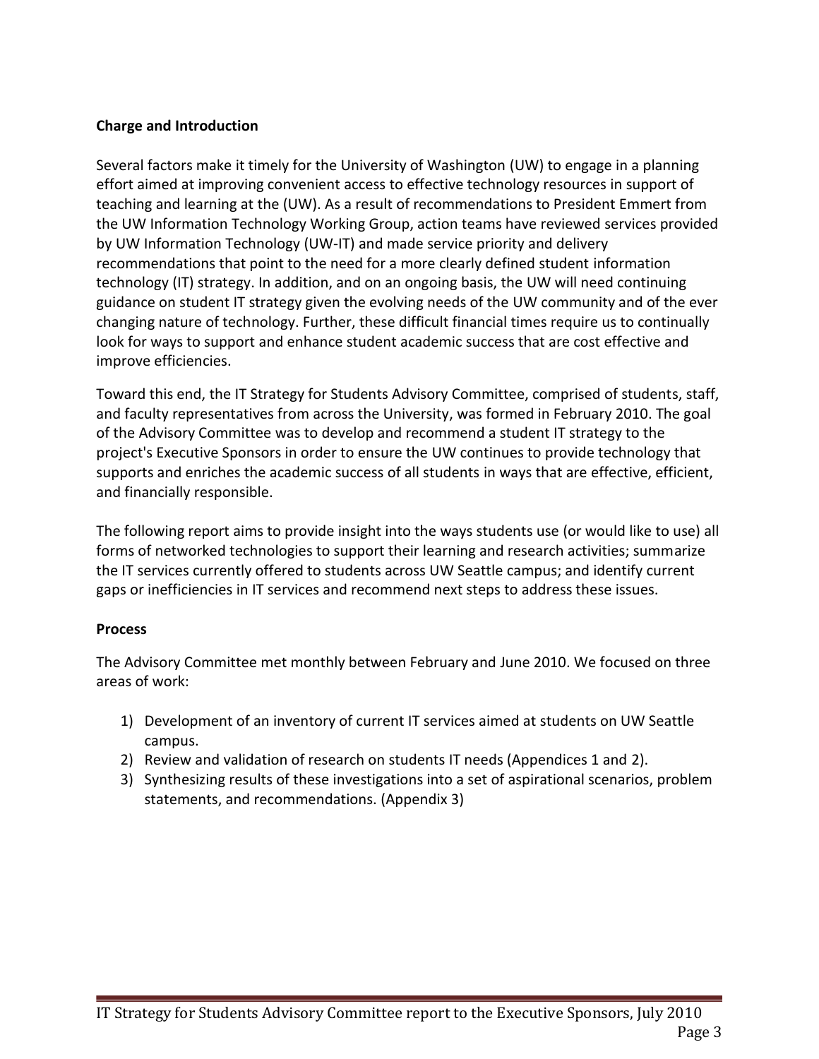**Charge and Introduction**

Several factors make it timely for the University of Washington (UW) to engage in a planning effort aimed at improving convenient access to effective technology resources in support of teaching and learning at the (UW). As a result of recommendations to President Emmert from the UW Information Technology Working Group, action teams have reviewed services provided by UW Information Technology (UW-IT) and made service priority and delivery recommendations that point to the need for a more clearly defined student information technology (IT) strategy. In addition, and on an ongoing basis, the UW will need continuing guidance on student IT strategy given the evolving needs of the UW community and of the ever changing nature of technology. Further, these difficult financial times require us to continually look for ways to support and enhance student academic success that are cost effective and improve efficiencies.

Toward this end, the IT Strategy for Students Advisory Committee, comprised of students, staff, and faculty representatives from across the University, was formed in February 2010. The goal of the Advisory Committee was to develop and recommend a student IT strategy to the project's Executive Sponsors in order to ensure the UW continues to provide technology that supports and enriches the academic success of all students in ways that are effective, efficient, and financially responsible.

The following report aims to provide insight into the ways students use (or would like to use) all forms of networked technologies to support their learning and research activities; summarize the IT services currently offered to students across UW Seattle campus; and identify current gaps or inefficiencies in IT services and recommend next steps to address these issues.

**Process**

The Advisory Committee met monthly between February and June 2010. We focused on three areas of work:

1) Development of an inventory of current IT services aimed at students on UW Seattle campus.
2) Review and validation of research on students IT needs (Appendices 1 and 2).
3) Synthesizing results of these investigations into a set of aspirational scenarios, problem statements, and recommendations. (Appendix 3)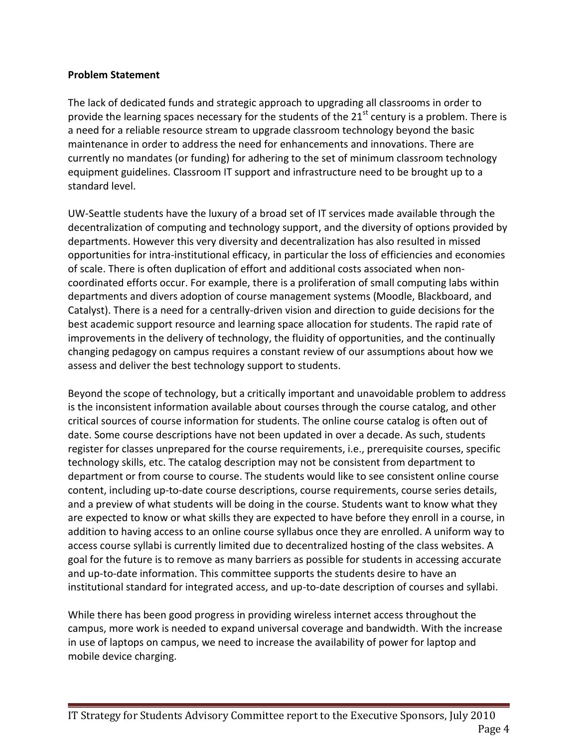**Problem Statement**

The lack of dedicated funds and strategic approach to upgrading all classrooms in order to provide the learning spaces necessary for the students of the 21st century is a problem. There is a need for a reliable resource stream to upgrade classroom technology beyond the basic maintenance in order to address the need for enhancements and innovations. There are currently no mandates (or funding) for adhering to the set of minimum classroom technology equipment guidelines. Classroom IT support and infrastructure need to be brought up to a standard level.

UW-Seattle students have the luxury of a broad set of IT services made available through the decentralization of computing and technology support, and the diversity of options provided by departments. However this very diversity and decentralization has also resulted in missed opportunities for intra-institutional efficacy, in particular the loss of efficiencies and economies of scale. There is often duplication of effort and additional costs associated when non-coordinated efforts occur. For example, there is a proliferation of small computing labs within departments and divers adoption of course management systems (Moodle, Blackboard, and Catalyst). There is a need for a centrally-driven vision and direction to guide decisions for the best academic support resource and learning space allocation for students. The rapid rate of improvements in the delivery of technology, the fluidity of opportunities, and the continually changing pedagogy on campus requires a constant review of our assumptions about how we assess and deliver the best technology support to students.

Beyond the scope of technology, but a critically important and unavoidable problem to address is the inconsistent information available about courses through the course catalog, and other critical sources of course information for students. The online course catalog is often out of date. Some course descriptions have not been updated in over a decade. As such, students register for classes unprepared for the course requirements, i.e., prerequisite courses, specific technology skills, etc. The catalog description may not be consistent from department to department or from course to course. The students would like to see consistent online course content, including up-to-date course descriptions, course requirements, course series details, and a preview of what students will be doing in the course. Students want to know what they are expected to know or what skills they are expected to have before they enroll in a course, in addition to having access to an online course syllabus once they are enrolled. A uniform way to access course syllabi is currently limited due to decentralized hosting of the class websites. A goal for the future is to remove as many barriers as possible for students in accessing accurate and up-to-date information. This committee supports the students desire to have an institutional standard for integrated access, and up-to-date description of courses and syllabi.

While there has been good progress in providing wireless internet access throughout the campus, more work is needed to expand universal coverage and bandwidth. With the increase in use of laptops on campus, we need to increase the availability of power for laptop and mobile device charging.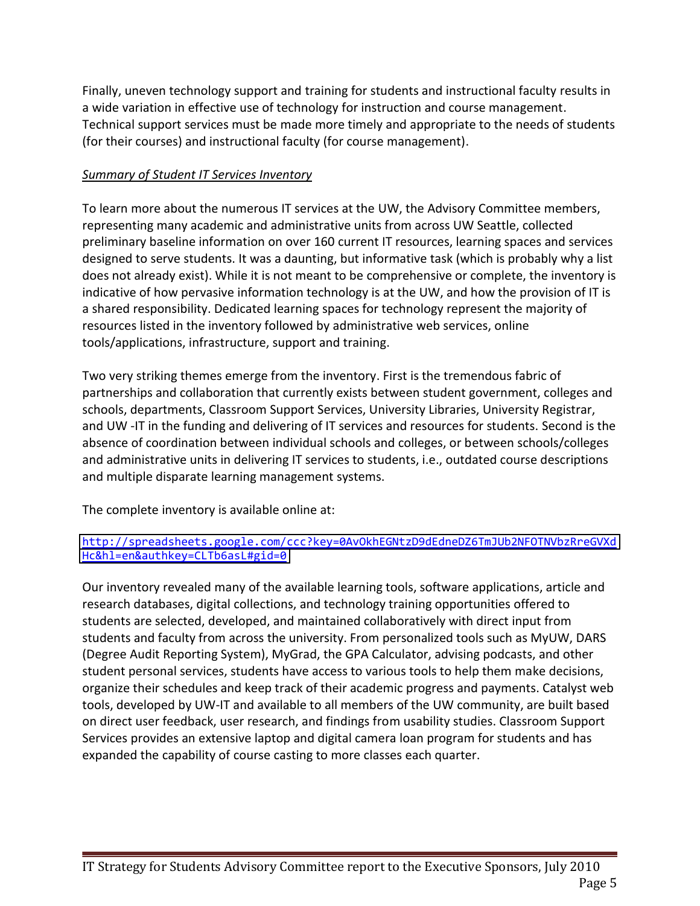Finally, uneven technology support and training for students and instructional faculty results in a wide variation in effective use of technology for instruction and course management. Technical support services must be made more timely and appropriate to the needs of students (for their courses) and instructional faculty (for course management).

*Summary of Student IT Services Inventory*

To learn more about the numerous IT services at the UW, the Advisory Committee members, representing many academic and administrative units from across UW Seattle, collected preliminary baseline information on over 160 current IT resources, learning spaces and services designed to serve students. It was a daunting, but informative task (which is probably why a list does not already exist). While it is not meant to be comprehensive or complete, the inventory is indicative of how pervasive information technology is at the UW, and how the provision of IT is a shared responsibility. Dedicated learning spaces for technology represent the majority of resources listed in the inventory followed by administrative web services, online tools/applications, infrastructure, support and training.

Two very striking themes emerge from the inventory. First is the tremendous fabric of partnerships and collaboration that currently exists between student government, colleges and schools, departments, Classroom Support Services, University Libraries, University Registrar, and UW -IT in the funding and delivering of IT services and resources for students. Second is the absence of coordination between individual schools and colleges, or between schools/colleges and administrative units in delivering IT services to students, i.e., outdated course descriptions and multiple disparate learning management systems.

The complete inventory is available online at:

[http://spreadsheets.google.com/ccc?key=0AvOkhEGNtzD9dEdneDZ6TmJUb2NFOTNVbzRreGVXdHc&hl=en&authkey=CLTb6asL#gid=0](http://spreadsheets.google.com/ccc?key=0AvOkhEGNtzD9dEdneDZ6TmJUb2NFOTNVbzRreGVXdHc&hl=en&authkey=CLTb6asL#gid=0)

Our inventory revealed many of the available learning tools, software applications, article and research databases, digital collections, and technology training opportunities offered to students are selected, developed, and maintained collaboratively with direct input from students and faculty from across the university. From personalized tools such as MyUW, DARS (Degree Audit Reporting System), MyGrad, the GPA Calculator, advising podcasts, and other student personal services, students have access to various tools to help them make decisions, organize their schedules and keep track of their academic progress and payments. Catalyst web tools, developed by UW-IT and available to all members of the UW community, are built based on direct user feedback, user research, and findings from usability studies. Classroom Support Services provides an extensive laptop and digital camera loan program for students and has expanded the capability of course casting to more classes each quarter.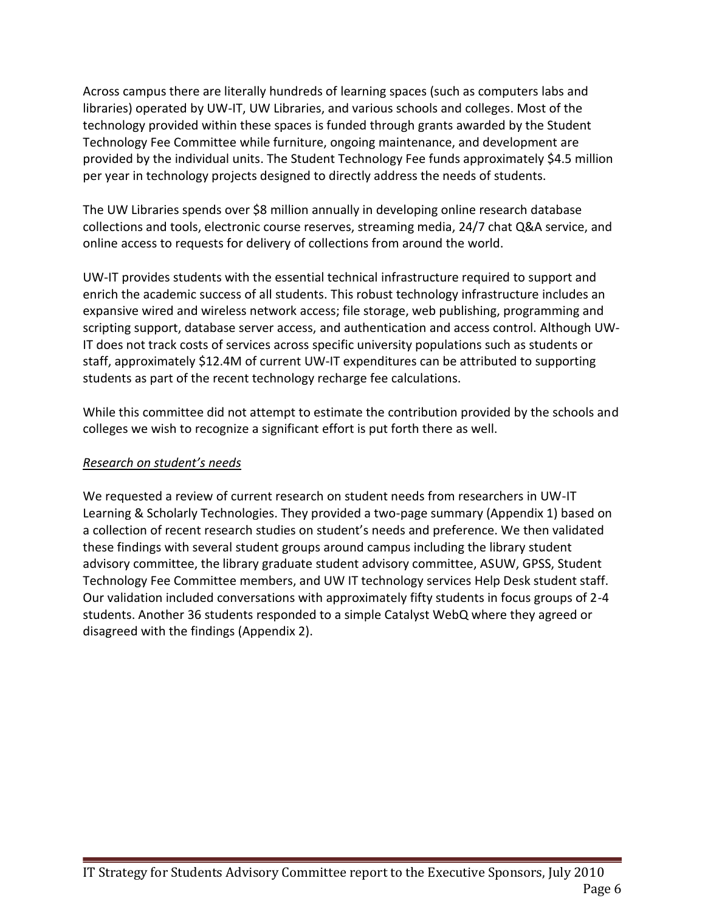Across campus there are literally hundreds of learning spaces (such as computers labs and libraries) operated by UW-IT, UW Libraries, and various schools and colleges. Most of the technology provided within these spaces is funded through grants awarded by the Student Technology Fee Committee while furniture, ongoing maintenance, and development are provided by the individual units. The Student Technology Fee funds approximately $4.5 million per year in technology projects designed to directly address the needs of students.

The UW Libraries spends over $8 million annually in developing online research database collections and tools, electronic course reserves, streaming media, 24/7 chat Q&A service, and online access to requests for delivery of collections from around the world.

UW-IT provides students with the essential technical infrastructure required to support and enrich the academic success of all students. This robust technology infrastructure includes an expansive wired and wireless network access; file storage, web publishing, programming and scripting support, database server access, and authentication and access control. Although UW-IT does not track costs of services across specific university populations such as students or staff, approximately $12.4M of current UW-IT expenditures can be attributed to supporting students as part of the recent technology recharge fee calculations.

While this committee did not attempt to estimate the contribution provided by the schools and colleges we wish to recognize a significant effort is put forth there as well.

*Research on student's needs*

We requested a review of current research on student needs from researchers in UW-IT Learning & Scholarly Technologies. They provided a two-page summary (Appendix 1) based on a collection of recent research studies on student's needs and preference. We then validated these findings with several student groups around campus including the library student advisory committee, the library graduate student advisory committee, ASUW, GPSS, Student Technology Fee Committee members, and UW IT technology services Help Desk student staff. Our validation included conversations with approximately fifty students in focus groups of 2-4 students. Another 36 students responded to a simple Catalyst WebQ where they agreed or disagreed with the findings (Appendix 2).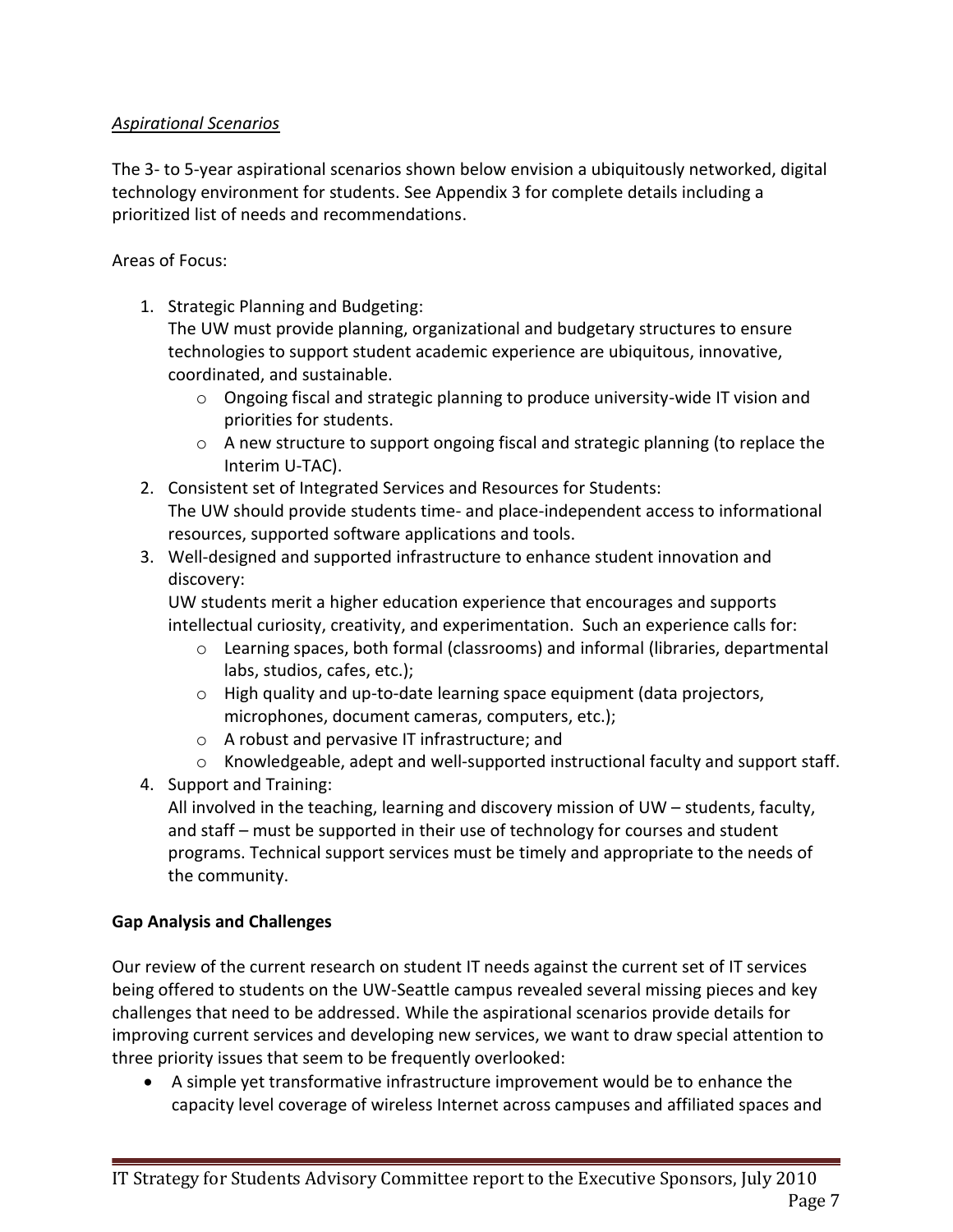*Aspirational Scenarios*

The 3- to 5-year aspirational scenarios shown below envision a ubiquitously networked, digital technology environment for students. See Appendix 3 for complete details including a prioritized list of needs and recommendations.

Areas of Focus:

1. Strategic Planning and Budgeting:
   The UW must provide planning, organizational and budgetary structures to ensure technologies to support student academic experience are ubiquitous, innovative, coordinated, and sustainable.
   - Ongoing fiscal and strategic planning to produce university-wide IT vision and priorities for students.
   - A new structure to support ongoing fiscal and strategic planning (to replace the Interim U-TAC).
2. Consistent set of Integrated Services and Resources for Students:
   The UW should provide students time- and place-independent access to informational resources, supported software applications and tools.
3. Well-designed and supported infrastructure to enhance student innovation and discovery:
   UW students merit a higher education experience that encourages and supports intellectual curiosity, creativity, and experimentation. Such an experience calls for:
   - Learning spaces, both formal (classrooms) and informal (libraries, departmental labs, studios, cafes, etc.);
   - High quality and up-to-date learning space equipment (data projectors, microphones, document cameras, computers, etc.);
   - A robust and pervasive IT infrastructure; and
   - Knowledgeable, adept and well-supported instructional faculty and support staff.
4. Support and Training:
   All involved in the teaching, learning and discovery mission of UW – students, faculty, and staff – must be supported in their use of technology for courses and student programs. Technical support services must be timely and appropriate to the needs of the community.

**Gap Analysis and Challenges**

Our review of the current research on student IT needs against the current set of IT services being offered to students on the UW-Seattle campus revealed several missing pieces and key challenges that need to be addressed. While the aspirational scenarios provide details for improving current services and developing new services, we want to draw special attention to three priority issues that seem to be frequently overlooked:

- A simple yet transformative infrastructure improvement would be to enhance the capacity level coverage of wireless Internet across campuses and affiliated spaces and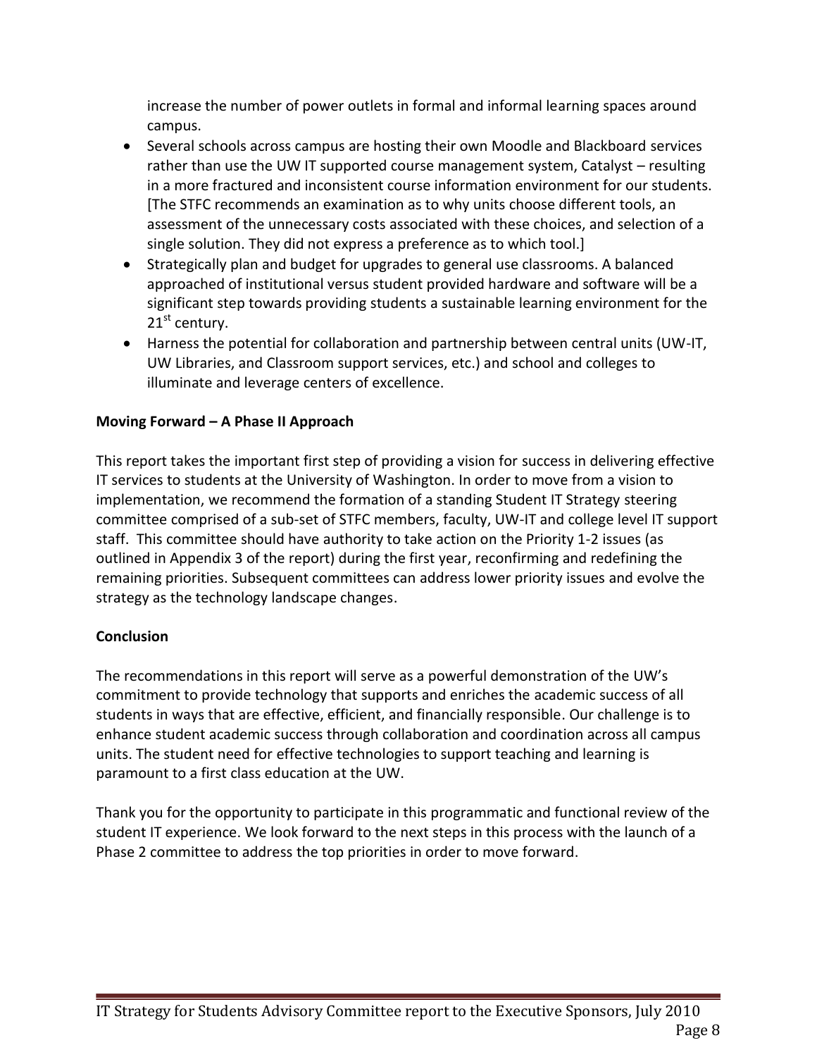increase the number of power outlets in formal and informal learning spaces around campus.

- Several schools across campus are hosting their own Moodle and Blackboard services rather than use the UW IT supported course management system, Catalyst – resulting in a more fractured and inconsistent course information environment for our students. [The STFC recommends an examination as to why units choose different tools, an assessment of the unnecessary costs associated with these choices, and selection of a single solution. They did not express a preference as to which tool.]
- Strategically plan and budget for upgrades to general use classrooms. A balanced approached of institutional versus student provided hardware and software will be a significant step towards providing students a sustainable learning environment for the 21st century.
- Harness the potential for collaboration and partnership between central units (UW-IT, UW Libraries, and Classroom support services, etc.) and school and colleges to illuminate and leverage centers of excellence.

**Moving Forward – A Phase II Approach**

This report takes the important first step of providing a vision for success in delivering effective IT services to students at the University of Washington. In order to move from a vision to implementation, we recommend the formation of a standing Student IT Strategy steering committee comprised of a sub-set of STFC members, faculty, UW-IT and college level IT support staff. This committee should have authority to take action on the Priority 1-2 issues (as outlined in Appendix 3 of the report) during the first year, reconfirming and redefining the remaining priorities. Subsequent committees can address lower priority issues and evolve the strategy as the technology landscape changes.

**Conclusion**

The recommendations in this report will serve as a powerful demonstration of the UW's commitment to provide technology that supports and enriches the academic success of all students in ways that are effective, efficient, and financially responsible. Our challenge is to enhance student academic success through collaboration and coordination across all campus units. The student need for effective technologies to support teaching and learning is paramount to a first class education at the UW.

Thank you for the opportunity to participate in this programmatic and functional review of the student IT experience. We look forward to the next steps in this process with the launch of a Phase 2 committee to address the top priorities in order to move forward.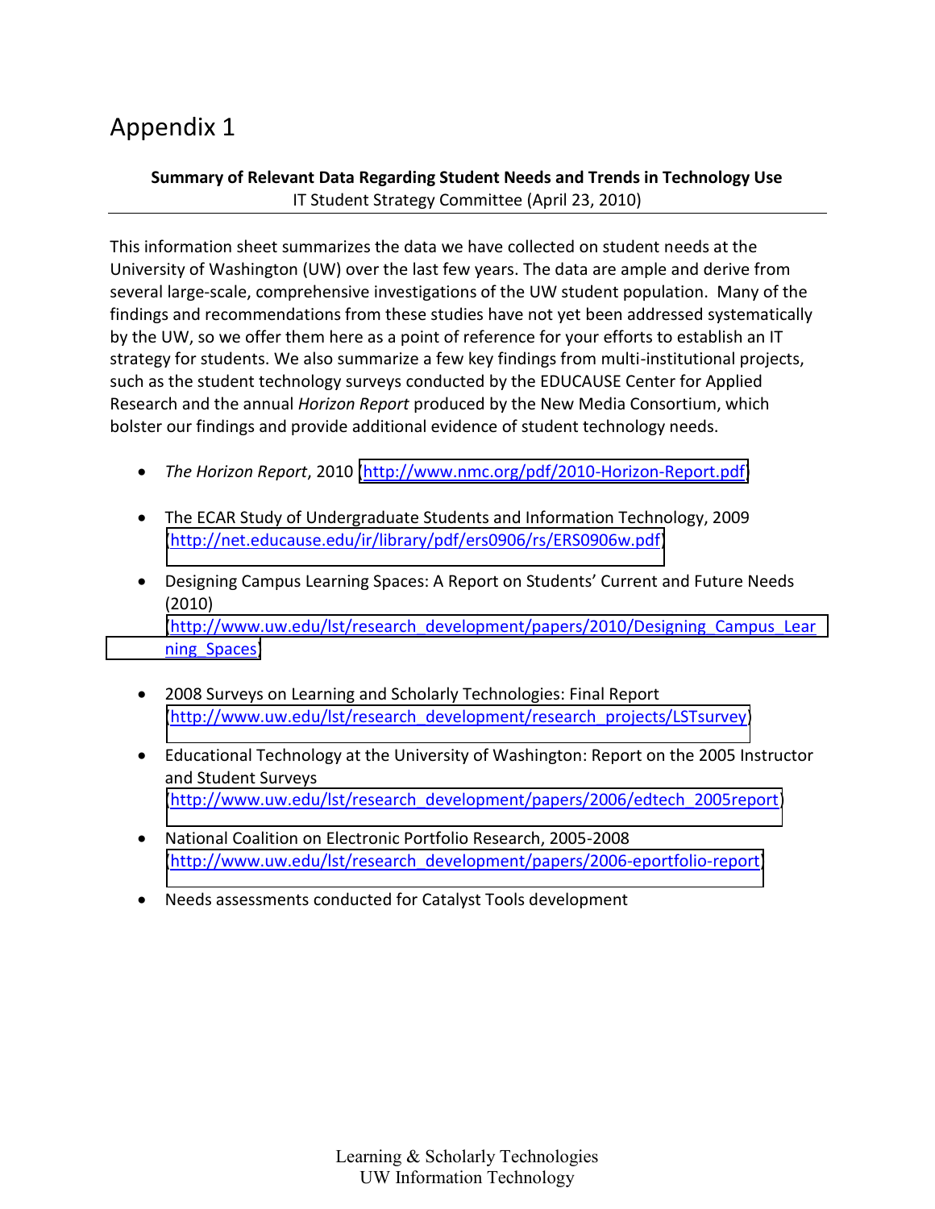# Appendix 1

**Summary of Relevant Data Regarding Student Needs and Trends in Technology Use**
IT Student Strategy Committee (April 23, 2010)

---

This information sheet summarizes the data we have collected on student needs at the University of Washington (UW) over the last few years. The data are ample and derive from several large-scale, comprehensive investigations of the UW student population. Many of the findings and recommendations from these studies have not yet been addressed systematically by the UW, so we offer them here as a point of reference for your efforts to establish an IT strategy for students. We also summarize a few key findings from multi-institutional projects, such as the student technology surveys conducted by the EDUCAUSE Center for Applied Research and the annual *Horizon Report* produced by the New Media Consortium, which bolster our findings and provide additional evidence of student technology needs.

- *The Horizon Report*, 2010 (http://www.nmc.org/pdf/2010-Horizon-Report.pdf)
- The ECAR Study of Undergraduate Students and Information Technology, 2009 (http://net.educause.edu/ir/library/pdf/ers0906/rs/ERS0906w.pdf)
- Designing Campus Learning Spaces: A Report on Students' Current and Future Needs (2010) (http://www.uw.edu/lst/research_development/papers/2010/Designing_Campus_Learning_Spaces)
- 2008 Surveys on Learning and Scholarly Technologies: Final Report (http://www.uw.edu/lst/research_development/research_projects/LSTsurvey)
- Educational Technology at the University of Washington: Report on the 2005 Instructor and Student Surveys (http://www.uw.edu/lst/research_development/papers/2006/edtech_2005report)
- National Coalition on Electronic Portfolio Research, 2005-2008 (http://www.uw.edu/lst/research_development/papers/2006-eportfolio-report)
- Needs assessments conducted for Catalyst Tools development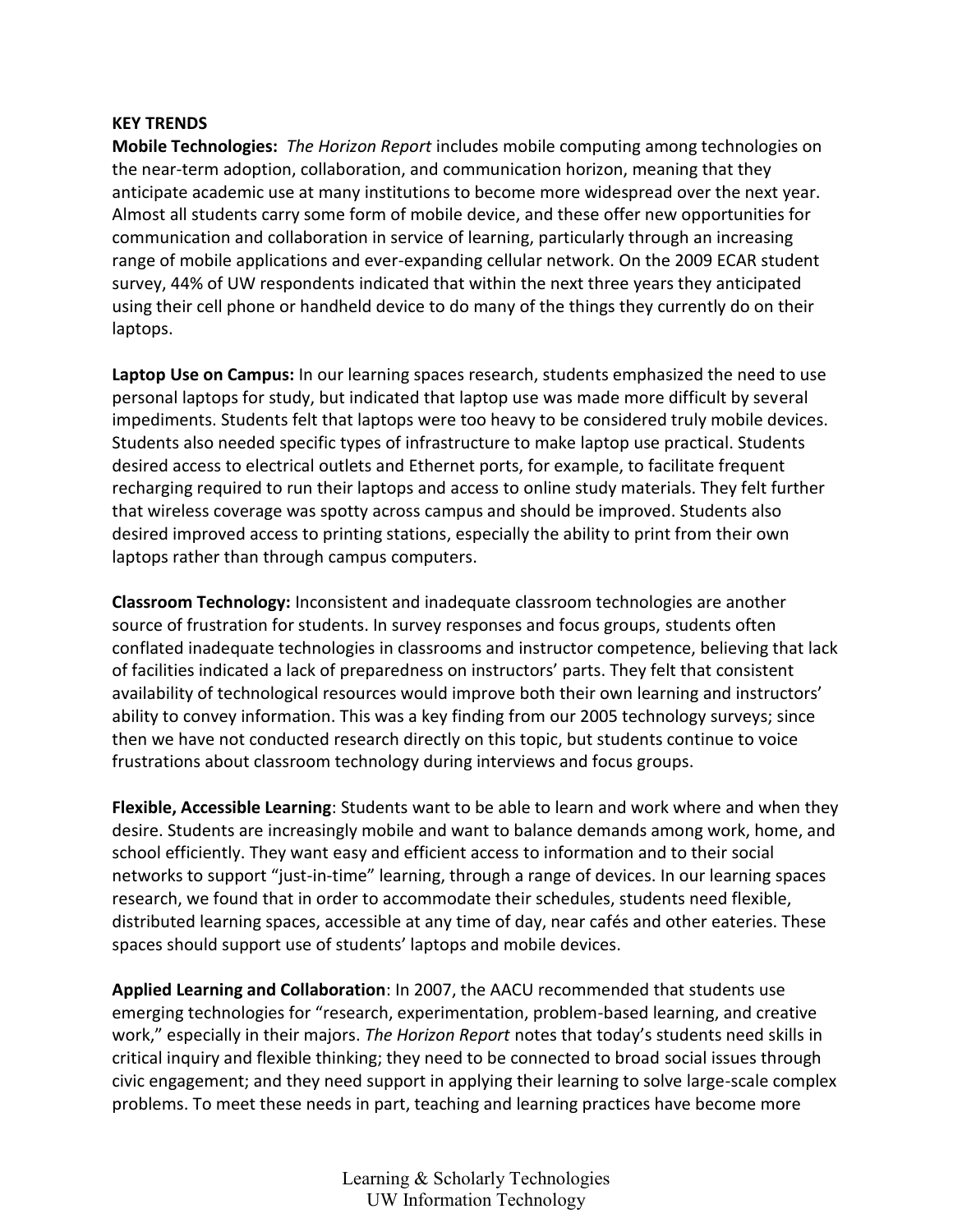**KEY TRENDS**

**Mobile Technologies:** *The Horizon Report* includes mobile computing among technologies on the near-term adoption, collaboration, and communication horizon, meaning that they anticipate academic use at many institutions to become more widespread over the next year. Almost all students carry some form of mobile device, and these offer new opportunities for communication and collaboration in service of learning, particularly through an increasing range of mobile applications and ever-expanding cellular network. On the 2009 ECAR student survey, 44% of UW respondents indicated that within the next three years they anticipated using their cell phone or handheld device to do many of the things they currently do on their laptops.

**Laptop Use on Campus:** In our learning spaces research, students emphasized the need to use personal laptops for study, but indicated that laptop use was made more difficult by several impediments. Students felt that laptops were too heavy to be considered truly mobile devices. Students also needed specific types of infrastructure to make laptop use practical. Students desired access to electrical outlets and Ethernet ports, for example, to facilitate frequent recharging required to run their laptops and access to online study materials. They felt further that wireless coverage was spotty across campus and should be improved. Students also desired improved access to printing stations, especially the ability to print from their own laptops rather than through campus computers.

**Classroom Technology:** Inconsistent and inadequate classroom technologies are another source of frustration for students. In survey responses and focus groups, students often conflated inadequate technologies in classrooms and instructor competence, believing that lack of facilities indicated a lack of preparedness on instructors' parts. They felt that consistent availability of technological resources would improve both their own learning and instructors' ability to convey information. This was a key finding from our 2005 technology surveys; since then we have not conducted research directly on this topic, but students continue to voice frustrations about classroom technology during interviews and focus groups.

**Flexible, Accessible Learning**: Students want to be able to learn and work where and when they desire. Students are increasingly mobile and want to balance demands among work, home, and school efficiently. They want easy and efficient access to information and to their social networks to support "just-in-time" learning, through a range of devices. In our learning spaces research, we found that in order to accommodate their schedules, students need flexible, distributed learning spaces, accessible at any time of day, near cafés and other eateries. These spaces should support use of students' laptops and mobile devices.

**Applied Learning and Collaboration**: In 2007, the AACU recommended that students use emerging technologies for "research, experimentation, problem-based learning, and creative work," especially in their majors. *The Horizon Report* notes that today's students need skills in critical inquiry and flexible thinking; they need to be connected to broad social issues through civic engagement; and they need support in applying their learning to solve large-scale complex problems. To meet these needs in part, teaching and learning practices have become more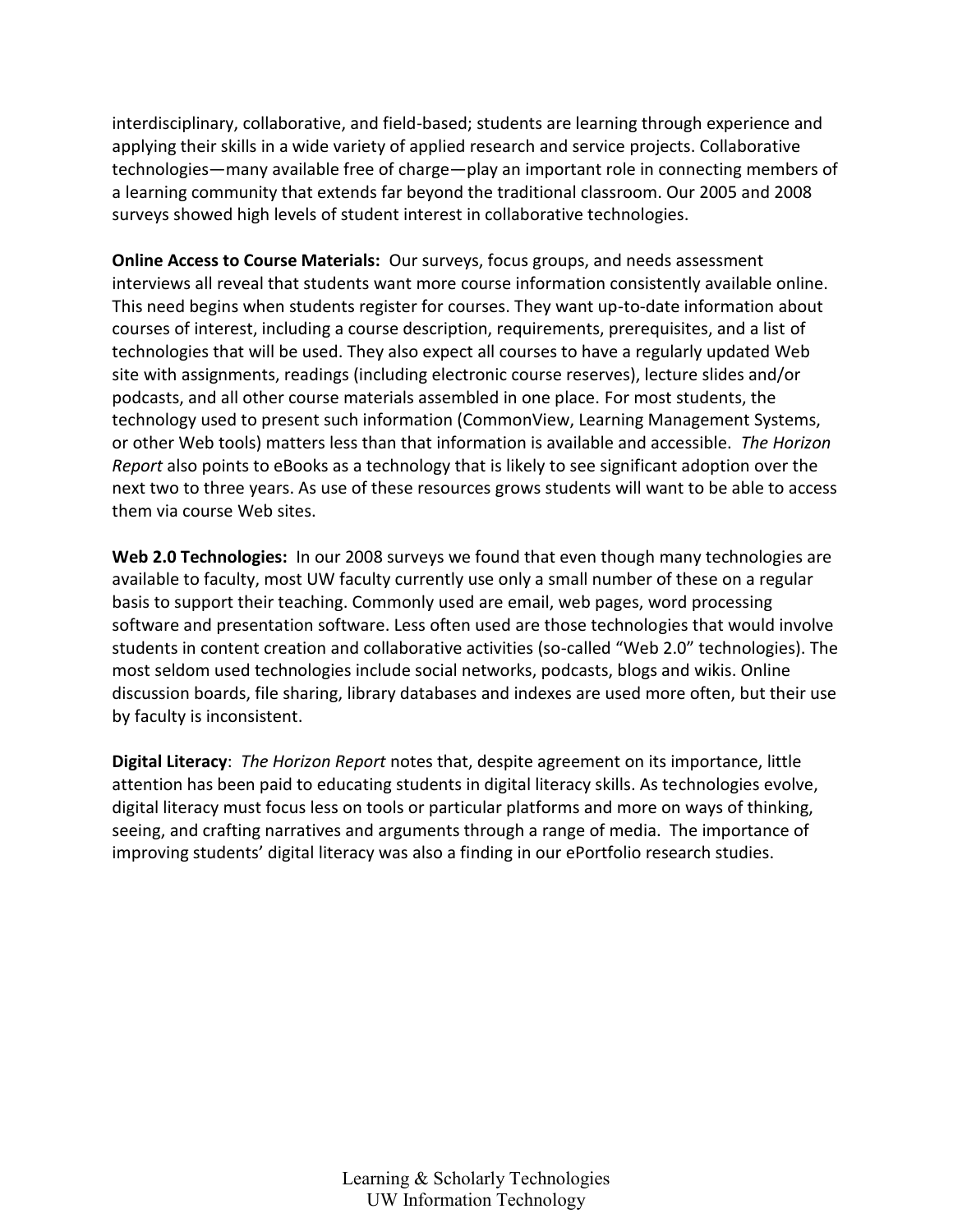interdisciplinary, collaborative, and field-based; students are learning through experience and applying their skills in a wide variety of applied research and service projects. Collaborative technologies—many available free of charge—play an important role in connecting members of a learning community that extends far beyond the traditional classroom. Our 2005 and 2008 surveys showed high levels of student interest in collaborative technologies.

**Online Access to Course Materials:** Our surveys, focus groups, and needs assessment interviews all reveal that students want more course information consistently available online. This need begins when students register for courses. They want up-to-date information about courses of interest, including a course description, requirements, prerequisites, and a list of technologies that will be used. They also expect all courses to have a regularly updated Web site with assignments, readings (including electronic course reserves), lecture slides and/or podcasts, and all other course materials assembled in one place. For most students, the technology used to present such information (CommonView, Learning Management Systems, or other Web tools) matters less than that information is available and accessible. *The Horizon Report* also points to eBooks as a technology that is likely to see significant adoption over the next two to three years. As use of these resources grows students will want to be able to access them via course Web sites.

**Web 2.0 Technologies:** In our 2008 surveys we found that even though many technologies are available to faculty, most UW faculty currently use only a small number of these on a regular basis to support their teaching. Commonly used are email, web pages, word processing software and presentation software. Less often used are those technologies that would involve students in content creation and collaborative activities (so-called "Web 2.0" technologies). The most seldom used technologies include social networks, podcasts, blogs and wikis. Online discussion boards, file sharing, library databases and indexes are used more often, but their use by faculty is inconsistent.

**Digital Literacy**: *The Horizon Report* notes that, despite agreement on its importance, little attention has been paid to educating students in digital literacy skills. As technologies evolve, digital literacy must focus less on tools or particular platforms and more on ways of thinking, seeing, and crafting narratives and arguments through a range of media. The importance of improving students' digital literacy was also a finding in our ePortfolio research studies.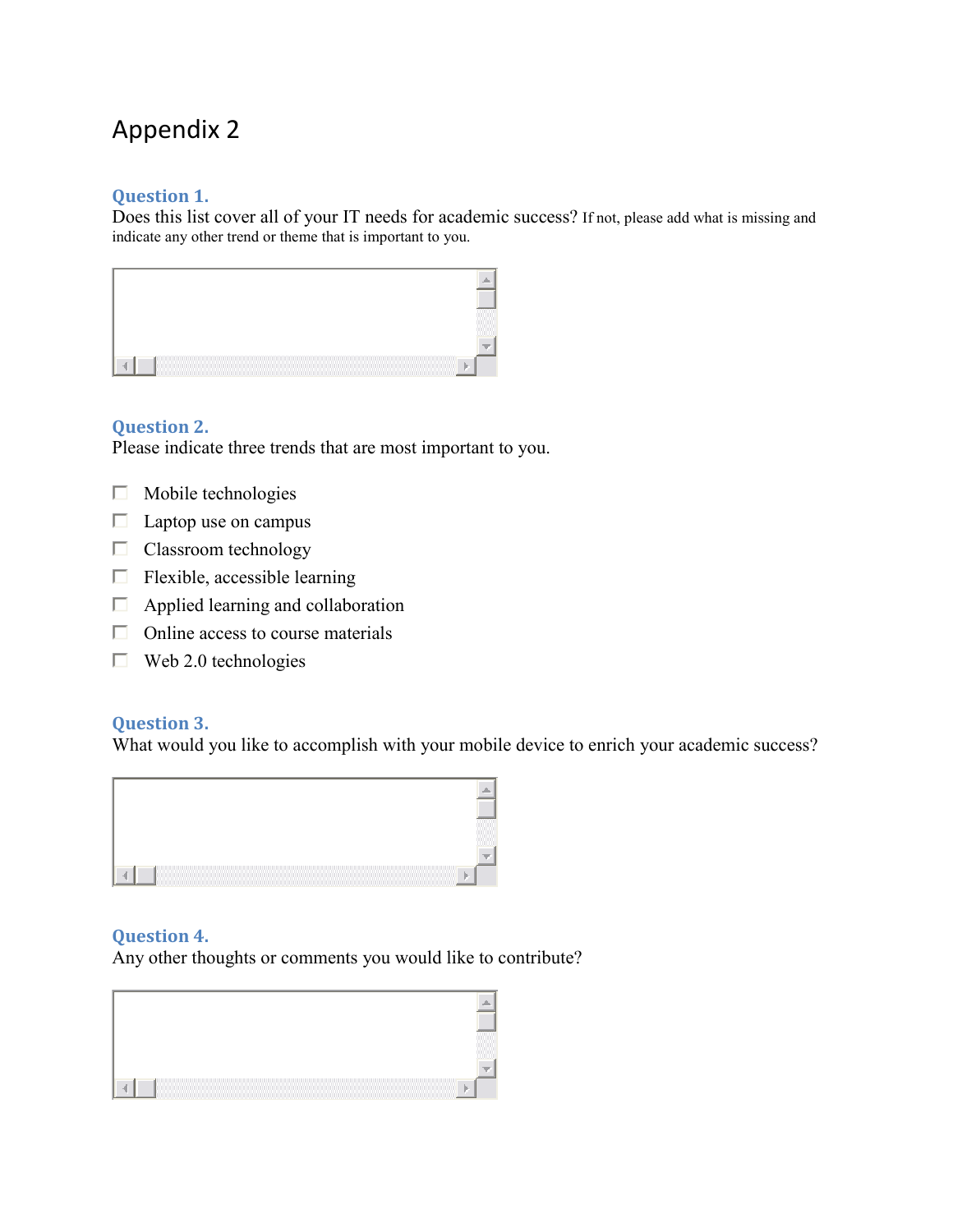# Appendix 2

### Question 1.

Does this list cover all of your IT needs for academic success? If not, please add what is missing and indicate any other trend or theme that is important to you.

### Question 2.

Please indicate three trends that are most important to you.

- ☐ Mobile technologies
- ☐ Laptop use on campus
- ☐ Classroom technology
- ☐ Flexible, accessible learning
- ☐ Applied learning and collaboration
- ☐ Online access to course materials
- ☐ Web 2.0 technologies

### Question 3.

What would you like to accomplish with your mobile device to enrich your academic success?

### Question 4.

Any other thoughts or comments you would like to contribute?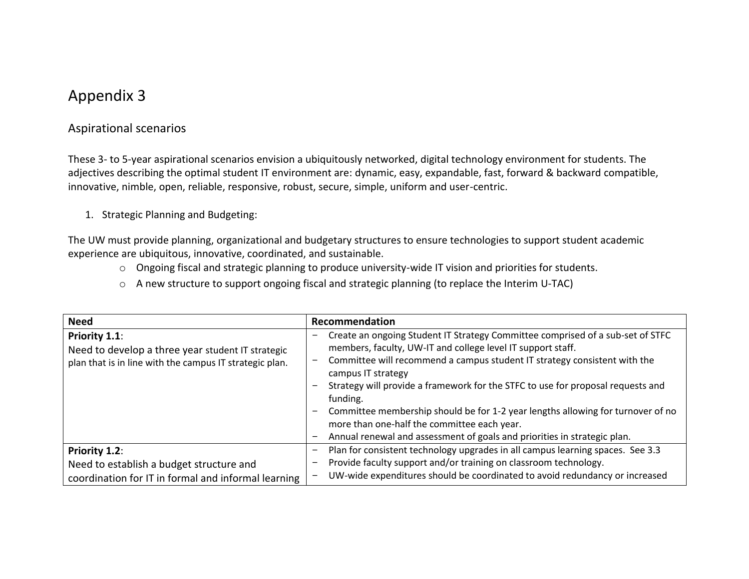# Appendix 3

## Aspirational scenarios

These 3- to 5-year aspirational scenarios envision a ubiquitously networked, digital technology environment for students. The adjectives describing the optimal student IT environment are: dynamic, easy, expandable, fast, forward & backward compatible, innovative, nimble, open, reliable, responsive, robust, secure, simple, uniform and user-centric.

1. Strategic Planning and Budgeting:

The UW must provide planning, organizational and budgetary structures to ensure technologies to support student academic experience are ubiquitous, innovative, coordinated, and sustainable.

- Ongoing fiscal and strategic planning to produce university-wide IT vision and priorities for students.
- A new structure to support ongoing fiscal and strategic planning (to replace the Interim U-TAC)

| Need | Recommendation |
|---|---|
| **Priority 1.1**: Need to develop a three year student IT strategic plan that is in line with the campus IT strategic plan. | – Create an ongoing Student IT Strategy Committee comprised of a sub-set of STFC members, faculty, UW-IT and college level IT support staff.<br>– Committee will recommend a campus student IT strategy consistent with the campus IT strategy<br>– Strategy will provide a framework for the STFC to use for proposal requests and funding.<br>– Committee membership should be for 1-2 year lengths allowing for turnover of no more than one-half the committee each year.<br>– Annual renewal and assessment of goals and priorities in strategic plan. |
| **Priority 1.2**: Need to establish a budget structure and coordination for IT in formal and informal learning | – Plan for consistent technology upgrades in all campus learning spaces. See 3.3<br>– Provide faculty support and/or training on classroom technology.<br>– UW-wide expenditures should be coordinated to avoid redundancy or increased |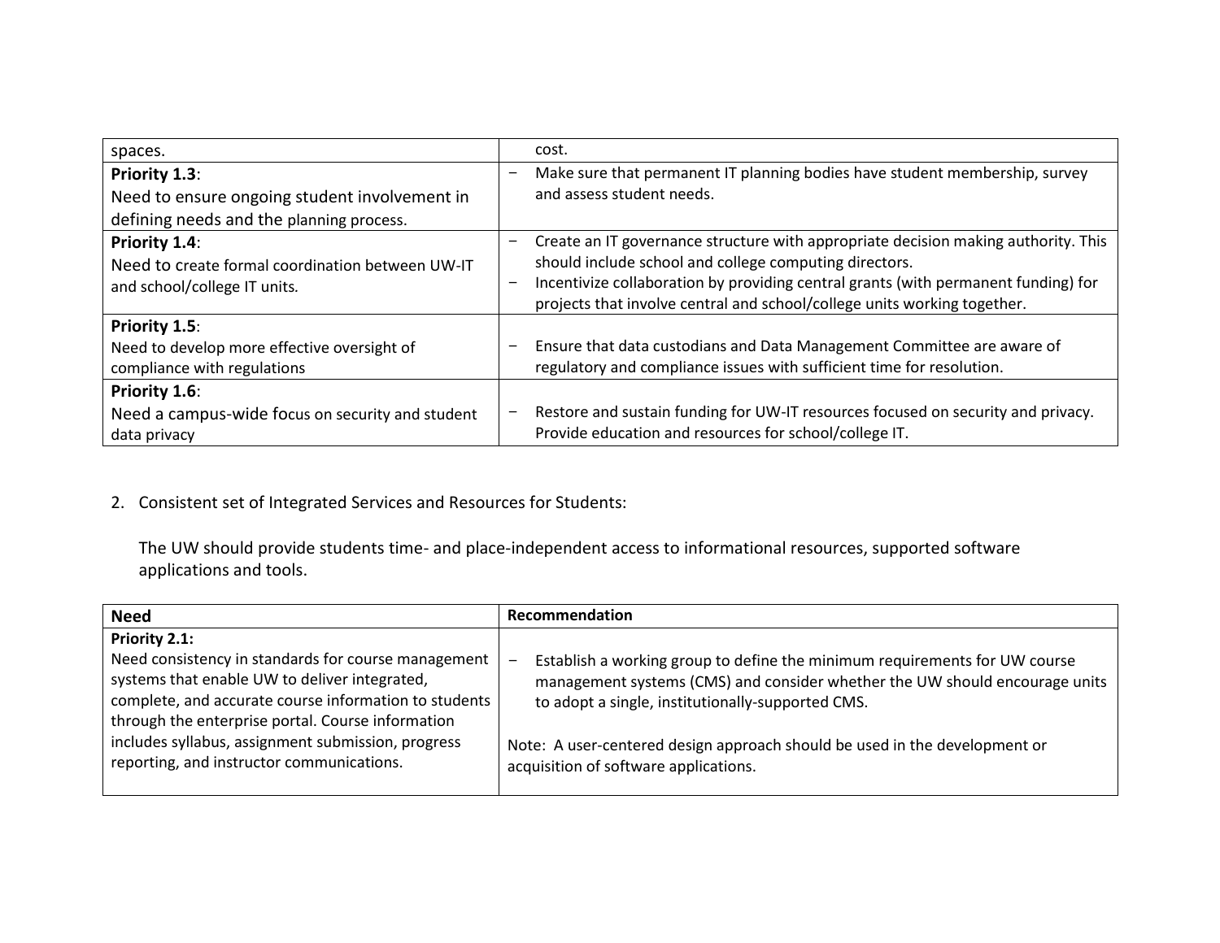| | |
|---|---|
| spaces. | cost. |
| **Priority 1.3**: Need to ensure ongoing student involvement in defining needs and the planning process. | − Make sure that permanent IT planning bodies have student membership, survey and assess student needs. |
| **Priority 1.4**: Need to create formal coordination between UW-IT and school/college IT units. | − Create an IT governance structure with appropriate decision making authority. This should include school and college computing directors.<br>− Incentivize collaboration by providing central grants (with permanent funding) for projects that involve central and school/college units working together. |
| **Priority 1.5**: Need to develop more effective oversight of compliance with regulations | − Ensure that data custodians and Data Management Committee are aware of regulatory and compliance issues with sufficient time for resolution. |
| **Priority 1.6**: Need a campus-wide focus on security and student data privacy | − Restore and sustain funding for UW-IT resources focused on security and privacy. Provide education and resources for school/college IT. |

2. Consistent set of Integrated Services and Resources for Students:

   The UW should provide students time- and place-independent access to informational resources, supported software applications and tools.

| Need | Recommendation |
|---|---|
| **Priority 2.1:** Need consistency in standards for course management systems that enable UW to deliver integrated, complete, and accurate course information to students through the enterprise portal. Course information includes syllabus, assignment submission, progress reporting, and instructor communications. | − Establish a working group to define the minimum requirements for UW course management systems (CMS) and consider whether the UW should encourage units to adopt a single, institutionally-supported CMS.<br><br>Note: A user-centered design approach should be used in the development or acquisition of software applications. |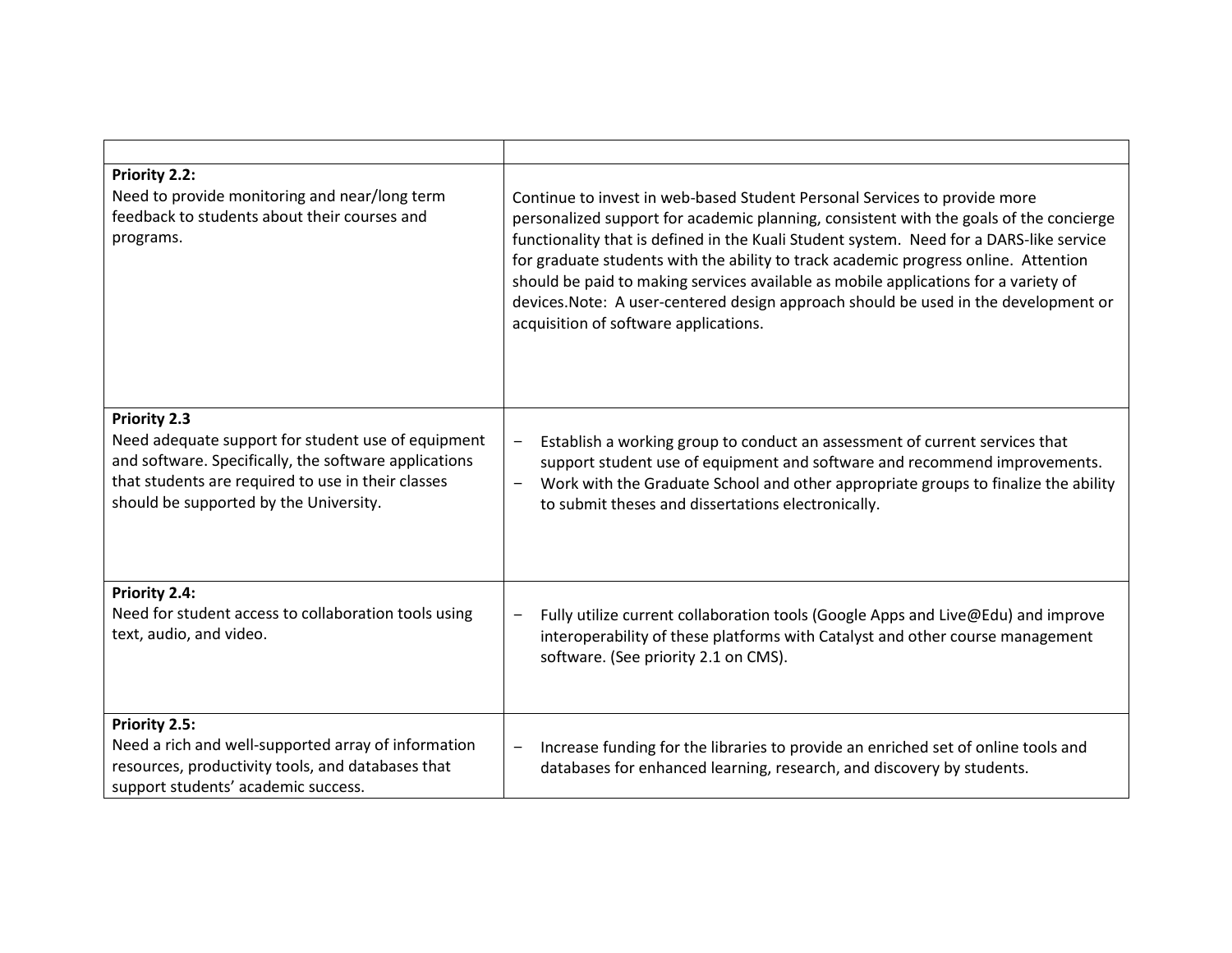| | |
|---|---|
| **Priority 2.2:**<br>Need to provide monitoring and near/long term feedback to students about their courses and programs. | Continue to invest in web-based Student Personal Services to provide more personalized support for academic planning, consistent with the goals of the concierge functionality that is defined in the Kuali Student system. Need for a DARS-like service for graduate students with the ability to track academic progress online. Attention should be paid to making services available as mobile applications for a variety of devices.Note: A user-centered design approach should be used in the development or acquisition of software applications. |
| **Priority 2.3**<br>Need adequate support for student use of equipment and software. Specifically, the software applications that students are required to use in their classes should be supported by the University. | – Establish a working group to conduct an assessment of current services that support student use of equipment and software and recommend improvements.<br>– Work with the Graduate School and other appropriate groups to finalize the ability to submit theses and dissertations electronically. |
| **Priority 2.4:**<br>Need for student access to collaboration tools using text, audio, and video. | – Fully utilize current collaboration tools (Google Apps and Live@Edu) and improve interoperability of these platforms with Catalyst and other course management software. (See priority 2.1 on CMS). |
| **Priority 2.5:**<br>Need a rich and well-supported array of information resources, productivity tools, and databases that support students' academic success. | – Increase funding for the libraries to provide an enriched set of online tools and databases for enhanced learning, research, and discovery by students. |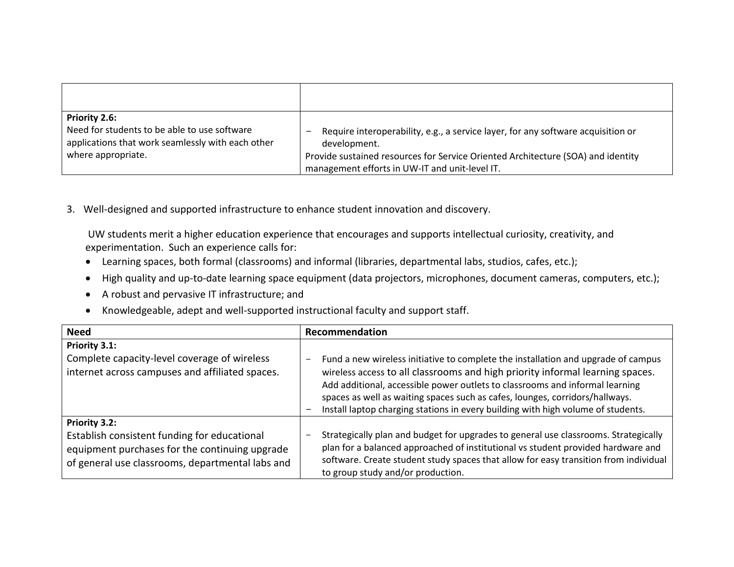| | |
|---|---|
| **Priority 2.6:**<br>Need for students to be able to use software applications that work seamlessly with each other where appropriate. | − Require interoperability, e.g., a service layer, for any software acquisition or development.<br>Provide sustained resources for Service Oriented Architecture (SOA) and identity management efforts in UW-IT and unit-level IT. |

3. Well-designed and supported infrastructure to enhance student innovation and discovery.

   UW students merit a higher education experience that encourages and supports intellectual curiosity, creativity, and experimentation. Such an experience calls for:

   - Learning spaces, both formal (classrooms) and informal (libraries, departmental labs, studios, cafes, etc.);
   - High quality and up-to-date learning space equipment (data projectors, microphones, document cameras, computers, etc.);
   - A robust and pervasive IT infrastructure; and
   - Knowledgeable, adept and well-supported instructional faculty and support staff.

| Need | Recommendation |
|---|---|
| **Priority 3.1:**<br>Complete capacity-level coverage of wireless internet across campuses and affiliated spaces. | − Fund a new wireless initiative to complete the installation and upgrade of campus wireless access to all classrooms and high priority informal learning spaces. Add additional, accessible power outlets to classrooms and informal learning spaces as well as waiting spaces such as cafes, lounges, corridors/hallways.<br>− Install laptop charging stations in every building with high volume of students. |
| **Priority 3.2:**<br>Establish consistent funding for educational equipment purchases for the continuing upgrade of general use classrooms, departmental labs and | − Strategically plan and budget for upgrades to general use classrooms. Strategically plan for a balanced approached of institutional vs student provided hardware and software. Create student study spaces that allow for easy transition from individual to group study and/or production. |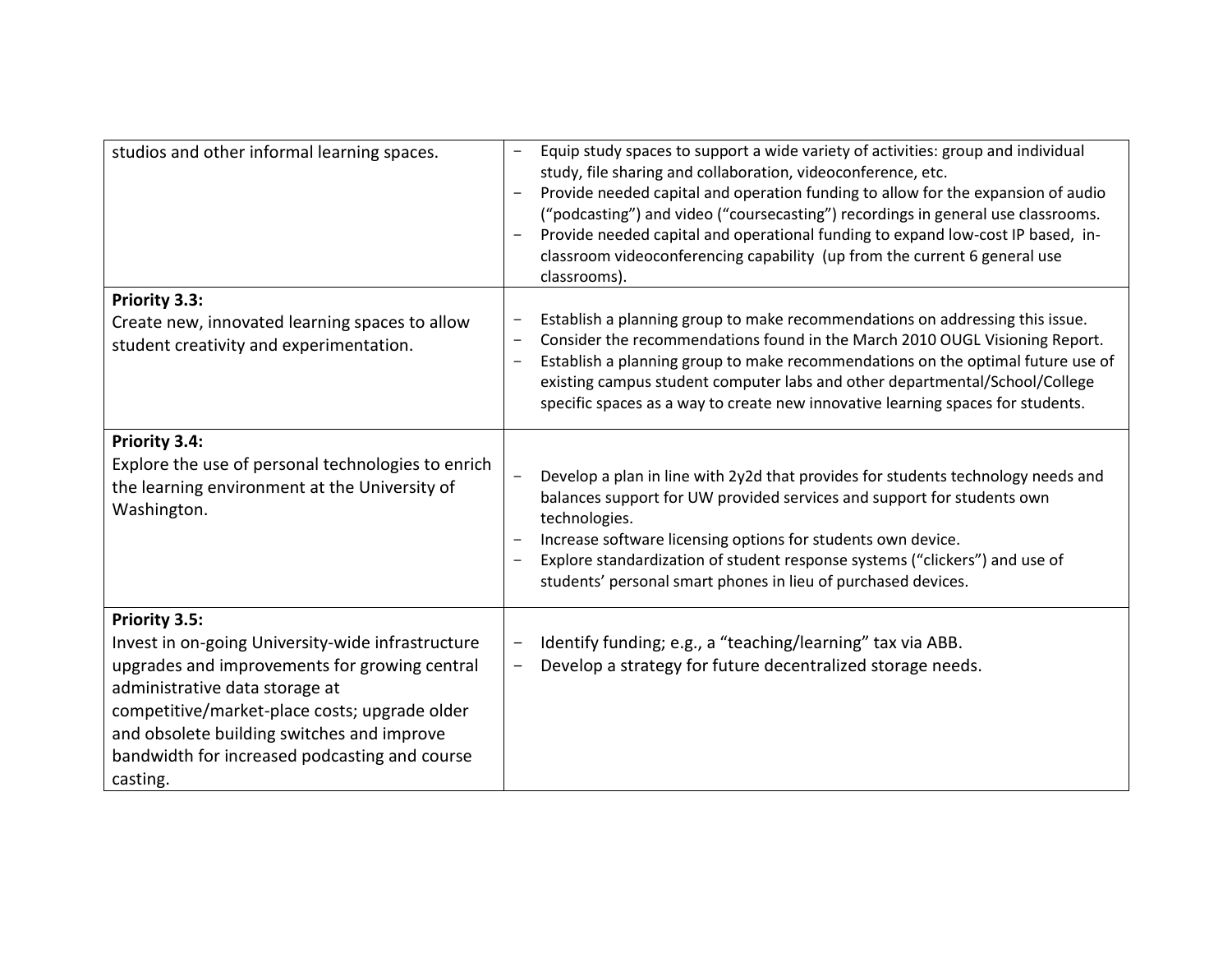| | |
|---|---|
| studios and other informal learning spaces. | − Equip study spaces to support a wide variety of activities: group and individual study, file sharing and collaboration, videoconference, etc.<br>− Provide needed capital and operation funding to allow for the expansion of audio ("podcasting") and video ("coursecasting") recordings in general use classrooms.<br>− Provide needed capital and operational funding to expand low-cost IP based, in-classroom videoconferencing capability (up from the current 6 general use classrooms). |
| **Priority 3.3:**<br>Create new, innovated learning spaces to allow student creativity and experimentation. | − Establish a planning group to make recommendations on addressing this issue.<br>− Consider the recommendations found in the March 2010 OUGL Visioning Report.<br>− Establish a planning group to make recommendations on the optimal future use of existing campus student computer labs and other departmental/School/College specific spaces as a way to create new innovative learning spaces for students. |
| **Priority 3.4:**<br>Explore the use of personal technologies to enrich the learning environment at the University of Washington. | − Develop a plan in line with 2y2d that provides for students technology needs and balances support for UW provided services and support for students own technologies.<br>− Increase software licensing options for students own device.<br>− Explore standardization of student response systems ("clickers") and use of students' personal smart phones in lieu of purchased devices. |
| **Priority 3.5:**<br>Invest in on-going University-wide infrastructure upgrades and improvements for growing central administrative data storage at competitive/market-place costs; upgrade older and obsolete building switches and improve bandwidth for increased podcasting and course casting. | − Identify funding; e.g., a "teaching/learning" tax via ABB.<br>− Develop a strategy for future decentralized storage needs. |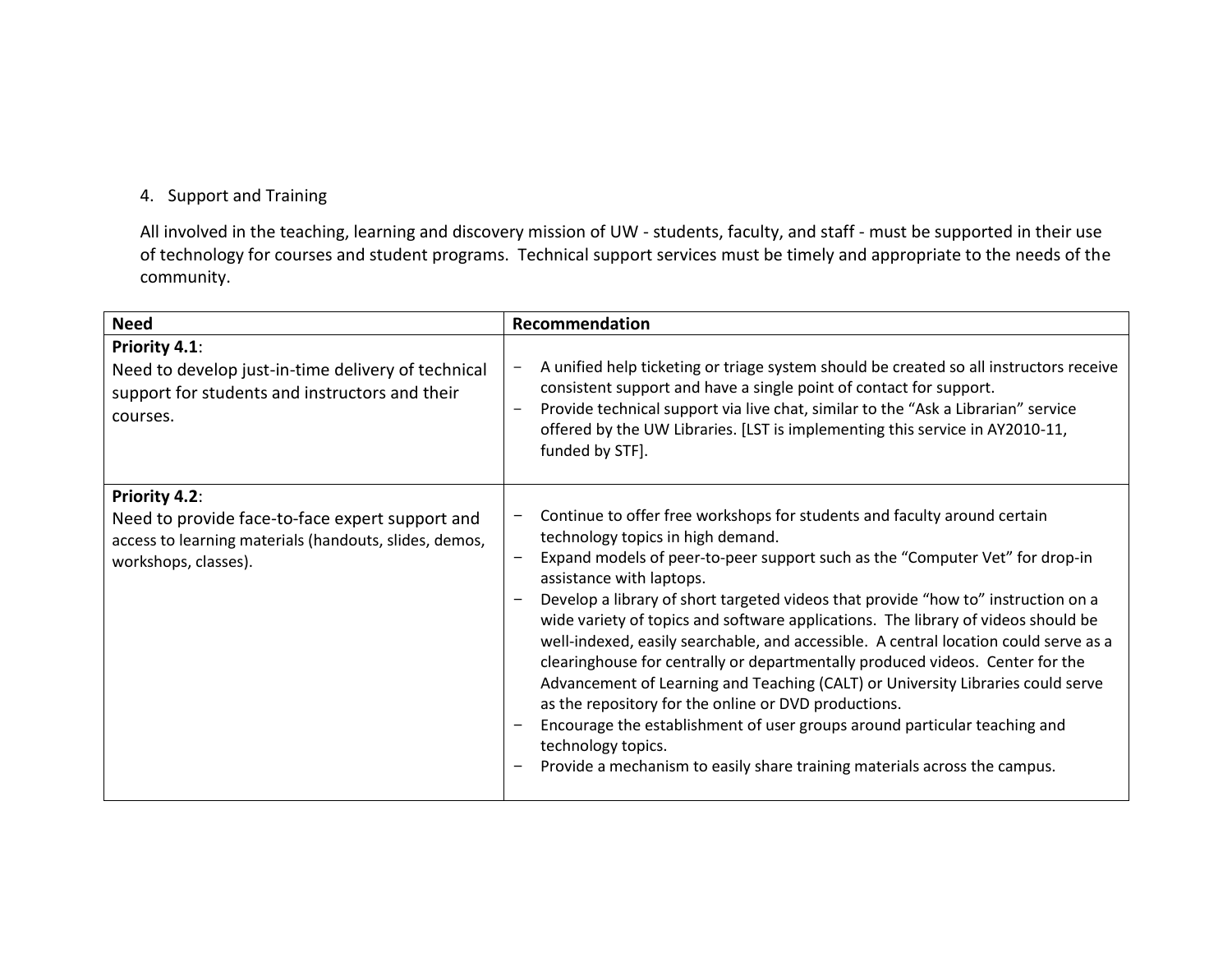4. Support and Training

All involved in the teaching, learning and discovery mission of UW - students, faculty, and staff - must be supported in their use of technology for courses and student programs. Technical support services must be timely and appropriate to the needs of the community.

| Need | Recommendation |
|---|---|
| **Priority 4.1**:<br>Need to develop just-in-time delivery of technical support for students and instructors and their courses. | − A unified help ticketing or triage system should be created so all instructors receive consistent support and have a single point of contact for support.<br>− Provide technical support via live chat, similar to the "Ask a Librarian" service offered by the UW Libraries. [LST is implementing this service in AY2010-11, funded by STF]. |
| **Priority 4.2**:<br>Need to provide face-to-face expert support and access to learning materials (handouts, slides, demos, workshops, classes). | − Continue to offer free workshops for students and faculty around certain technology topics in high demand.<br>− Expand models of peer-to-peer support such as the "Computer Vet" for drop-in assistance with laptops.<br>− Develop a library of short targeted videos that provide "how to" instruction on a wide variety of topics and software applications. The library of videos should be well-indexed, easily searchable, and accessible. A central location could serve as a clearinghouse for centrally or departmentally produced videos. Center for the Advancement of Learning and Teaching (CALT) or University Libraries could serve as the repository for the online or DVD productions.<br>− Encourage the establishment of user groups around particular teaching and technology topics.<br>− Provide a mechanism to easily share training materials across the campus. |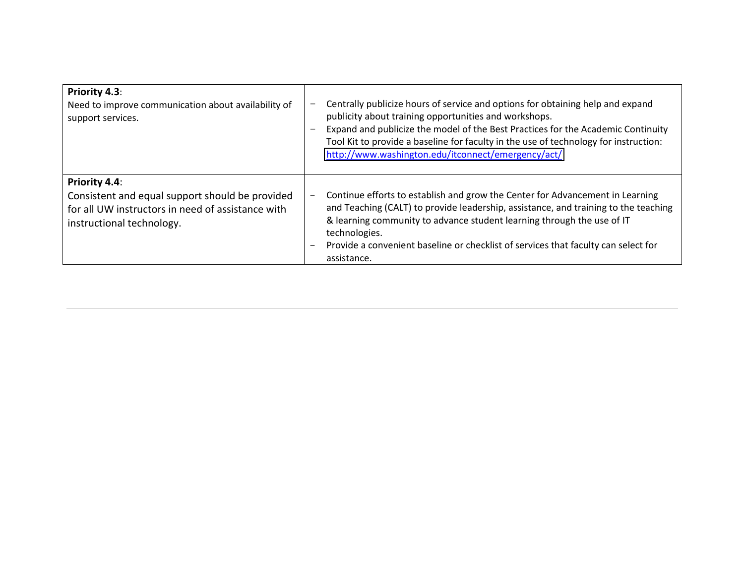| | |
|---|---|
| **Priority 4.3**:<br>Need to improve communication about availability of support services. | − Centrally publicize hours of service and options for obtaining help and expand publicity about training opportunities and workshops.<br>− Expand and publicize the model of the Best Practices for the Academic Continuity Tool Kit to provide a baseline for faculty in the use of technology for instruction: http://www.washington.edu/itconnect/emergency/act/ |
| **Priority 4.4**:<br>Consistent and equal support should be provided for all UW instructors in need of assistance with instructional technology. | − Continue efforts to establish and grow the Center for Advancement in Learning and Teaching (CALT) to provide leadership, assistance, and training to the teaching & learning community to advance student learning through the use of IT technologies.<br>− Provide a convenient baseline or checklist of services that faculty can select for assistance. |